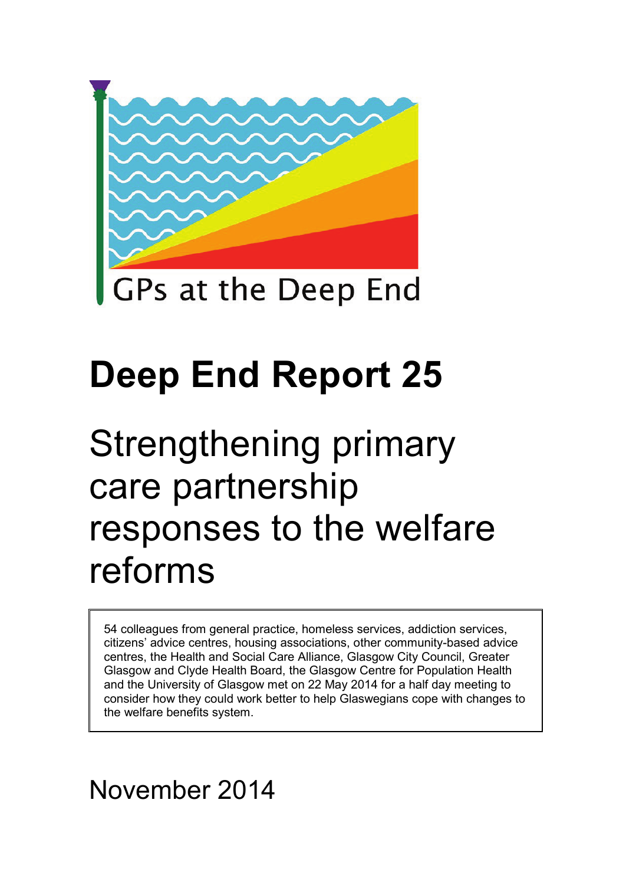GPs at the Deep End

# Deep End Report 25

## Strengthening primary care partnership responses to the welfare reforms

54 colleagues from general practice, homeless services, addiction services, citizens' advice centres, housing associations, other community-based advice centres, the Health and Social Care Alliance, Glasgow City Council, Greater Glasgow and Clyde Health Board, the Glasgow Centre for Population Health and the University of Glasgow met on 22 May 2014 for a half day meeting to consider how they could work better to help Glaswegians cope with changes to the welfare benefits system.

November 2014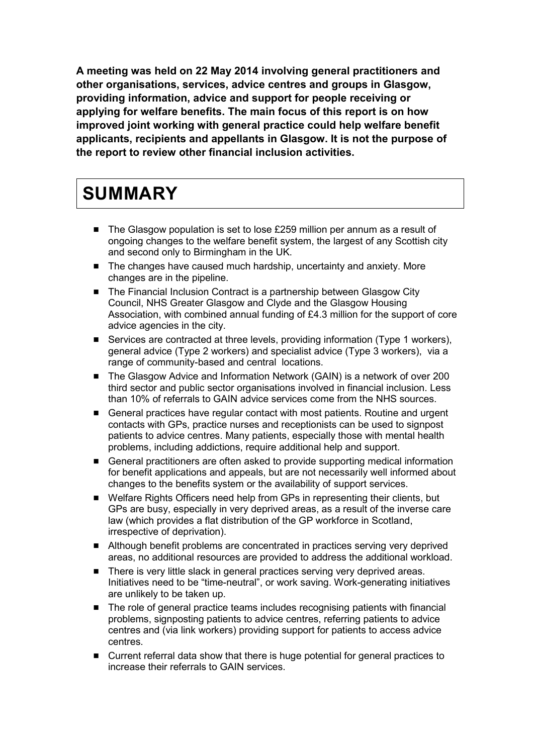**A meeting was held on 22 May 2014 involving general practitioners and other organisations, services, advice centres and groups in Glasgow, providing information, advice and support for people receiving or applying for welfare benefits. The main focus of this report is on how improved joint working with general practice could help welfare benefit applicants, recipients and appellants in Glasgow. It is not the purpose of the report to review other financial inclusion activities.**

# SUMMARY

- The Glasgow population is set to lose £259 million per annum as a result of ongoing changes to the welfare benefit system, the largest of any Scottish city and second only to Birmingham in the UK.
- The changes have caused much hardship, uncertainty and anxiety. More changes are in the pipeline.
- The Financial Inclusion Contract is a partnership between Glasgow City Council, NHS Greater Glasgow and Clyde and the Glasgow Housing Association, with combined annual funding of £4.3 million for the support of core advice agencies in the city.
- Services are contracted at three levels, providing information (Type 1 workers), general advice (Type 2 workers) and specialist advice (Type 3 workers), via a range of community-based and central locations.
- The Glasgow Advice and Information Network (GAIN) is a network of over 200 third sector and public sector organisations involved in financial inclusion. Less than 10% of referrals to GAIN advice services come from the NHS sources.
- General practices have regular contact with most patients. Routine and urgent contacts with GPs, practice nurses and receptionists can be used to signpost patients to advice centres. Many patients, especially those with mental health problems, including addictions, require additional help and support.
- General practitioners are often asked to provide supporting medical information for benefit applications and appeals, but are not necessarily well informed about changes to the benefits system or the availability of support services.
- Welfare Rights Officers need help from GPs in representing their clients, but GPs are busy, especially in very deprived areas, as a result of the inverse care law (which provides a flat distribution of the GP workforce in Scotland, irrespective of deprivation).
- Although benefit problems are concentrated in practices serving very deprived areas, no additional resources are provided to address the additional workload.
- There is very little slack in general practices serving very deprived areas. Initiatives need to be "time-neutral", or work saving. Work-generating initiatives are unlikely to be taken up.
- The role of general practice teams includes recognising patients with financial problems, signposting patients to advice centres, referring patients to advice centres and (via link workers) providing support for patients to access advice centres.
- Current referral data show that there is huge potential for general practices to increase their referrals to GAIN services.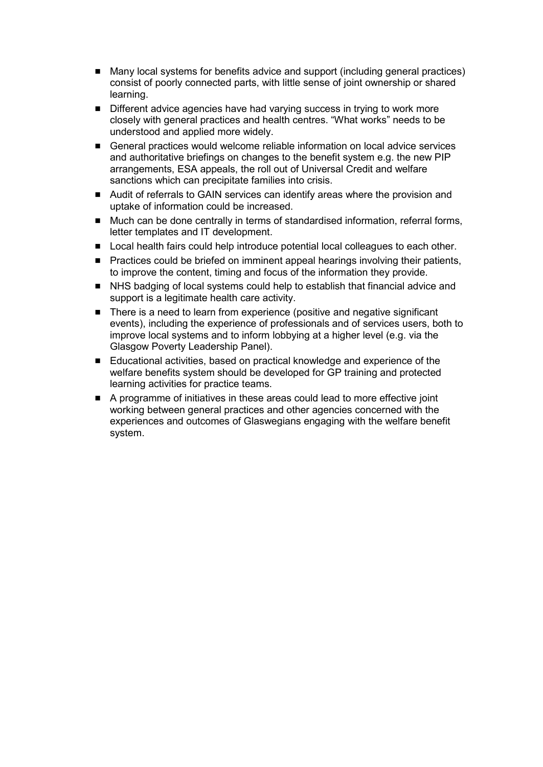- Many local systems for benefits advice and support (including general practices) consist of poorly connected parts, with little sense of joint ownership or shared learning.
- Different advice agencies have had varying success in trying to work more closely with general practices and health centres. "What works" needs to be understood and applied more widely.
- General practices would welcome reliable information on local advice services and authoritative briefings on changes to the benefit system e.g. the new PIP arrangements, ESA appeals, the roll out of Universal Credit and welfare sanctions which can precipitate families into crisis.
- Audit of referrals to GAIN services can identify areas where the provision and uptake of information could be increased.
- Much can be done centrally in terms of standardised information, referral forms, letter templates and IT development.
- Local health fairs could help introduce potential local colleagues to each other.
- Practices could be briefed on imminent appeal hearings involving their patients, to improve the content, timing and focus of the information they provide.
- NHS badging of local systems could help to establish that financial advice and support is a legitimate health care activity.
- There is a need to learn from experience (positive and negative significant events), including the experience of professionals and of services users, both to improve local systems and to inform lobbying at a higher level (e.g. via the Glasgow Poverty Leadership Panel).
- Educational activities, based on practical knowledge and experience of the welfare benefits system should be developed for GP training and protected learning activities for practice teams.
- A programme of initiatives in these areas could lead to more effective joint working between general practices and other agencies concerned with the experiences and outcomes of Glaswegians engaging with the welfare benefit system.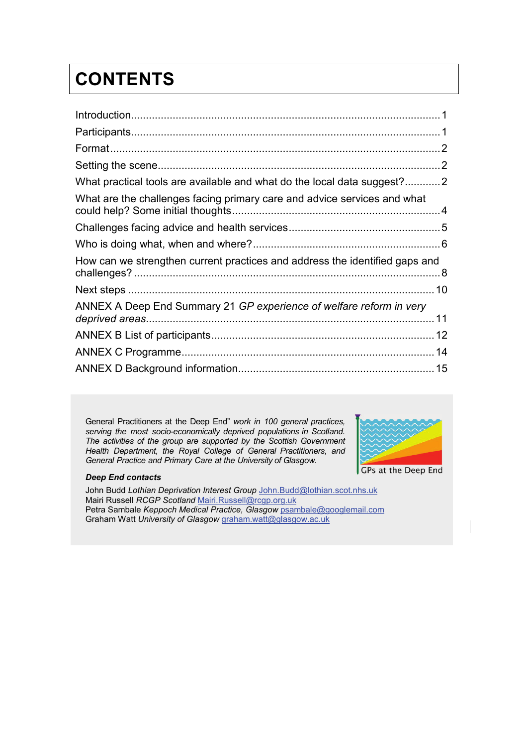# CONTENTS

Introduction........................................................................................................1

Participants........................................................................................................1

Format...............................................................................................................2

Setting the scene...............................................................................................2

What practical tools are available and what do the local data suggest?............2

What are the challenges facing primary care and advice services and what could help? Some initial thoughts.....................................................................4

Challenges facing advice and health services...................................................5

Who is doing what, when and where?...............................................................6

How can we strengthen current practices and address the identified gaps and challenges? .......................................................................................................8

Next steps .......................................................................................................10

ANNEX A Deep End Summary 21 *GP experience of welfare reform in very deprived areas*................................................................................................11

ANNEX B List of participants..........................................................................12

ANNEX C Programme.....................................................................................14

ANNEX D Background information.................................................................15

General Practitioners at the Deep End" *work in 100 general practices, serving the most socio-economically deprived populations in Scotland. The activities of the group are supported by the Scottish Government Health Department, the Royal College of General Practitioners, and General Practice and Primary Care at the University of Glasgow.*

GPs at the Deep End

***Deep End contacts***

John Budd *Lothian Deprivation Interest Group* John.Budd@lothian.scot.nhs.uk
Mairi Russell *RCGP Scotland* Mairi.Russell@rcgp.org.uk
Petra Sambale *Keppoch Medical Practice, Glasgow* psambale@googlemail.com
Graham Watt *University of Glasgow* graham.watt@glasgow.ac.uk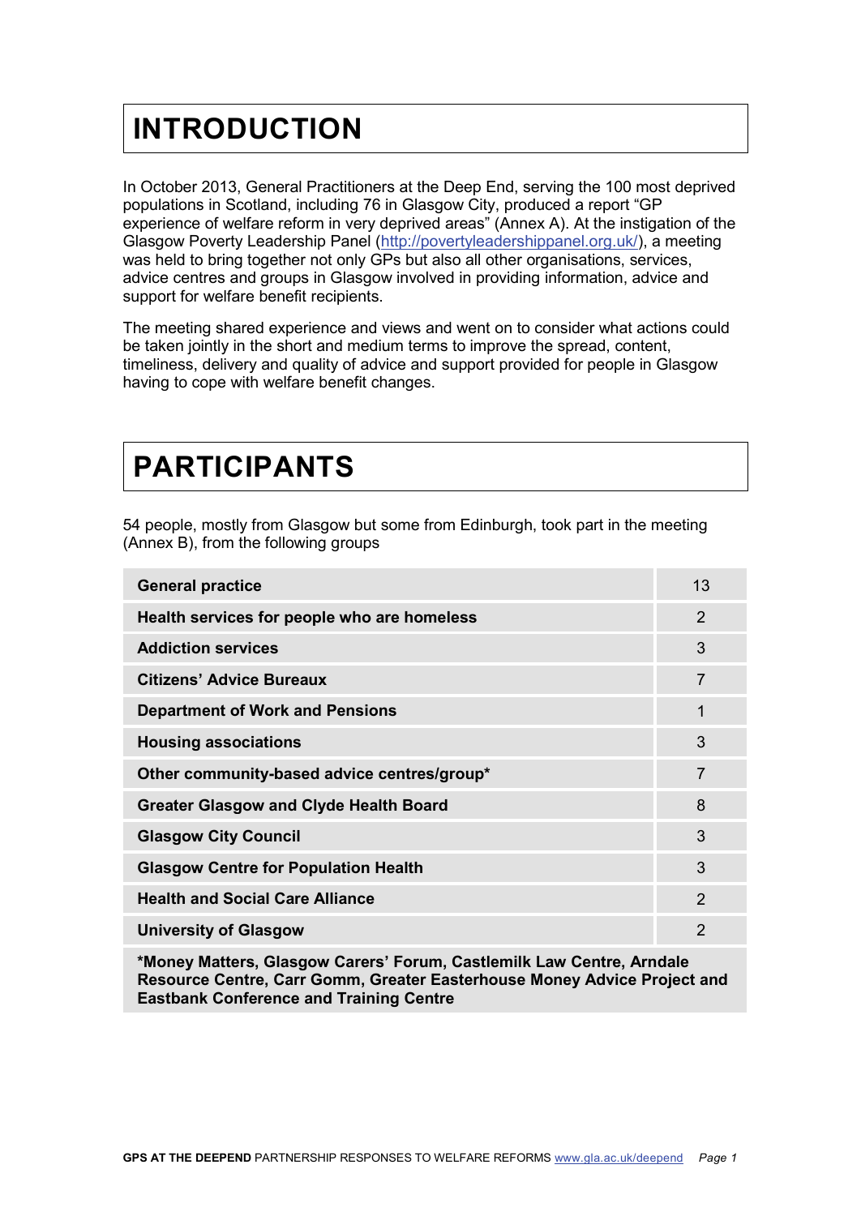# INTRODUCTION

In October 2013, General Practitioners at the Deep End, serving the 100 most deprived populations in Scotland, including 76 in Glasgow City, produced a report "GP experience of welfare reform in very deprived areas" (Annex A). At the instigation of the Glasgow Poverty Leadership Panel (http://povertyleadershippanel.org.uk/), a meeting was held to bring together not only GPs but also all other organisations, services, advice centres and groups in Glasgow involved in providing information, advice and support for welfare benefit recipients.

The meeting shared experience and views and went on to consider what actions could be taken jointly in the short and medium terms to improve the spread, content, timeliness, delivery and quality of advice and support provided for people in Glasgow having to cope with welfare benefit changes.

# PARTICIPANTS

54 people, mostly from Glasgow but some from Edinburgh, took part in the meeting (Annex B), from the following groups

| | |
|---|---|
| **General practice** | 13 |
| **Health services for people who are homeless** | 2 |
| **Addiction services** | 3 |
| **Citizens' Advice Bureaux** | 7 |
| **Department of Work and Pensions** | 1 |
| **Housing associations** | 3 |
| **Other community-based advice centres/group*** | 7 |
| **Greater Glasgow and Clyde Health Board** | 8 |
| **Glasgow City Council** | 3 |
| **Glasgow Centre for Population Health** | 3 |
| **Health and Social Care Alliance** | 2 |
| **University of Glasgow** | 2 |

**\*Money Matters, Glasgow Carers' Forum, Castlemilk Law Centre, Arndale Resource Centre, Carr Gomm, Greater Easterhouse Money Advice Project and Eastbank Conference and Training Centre**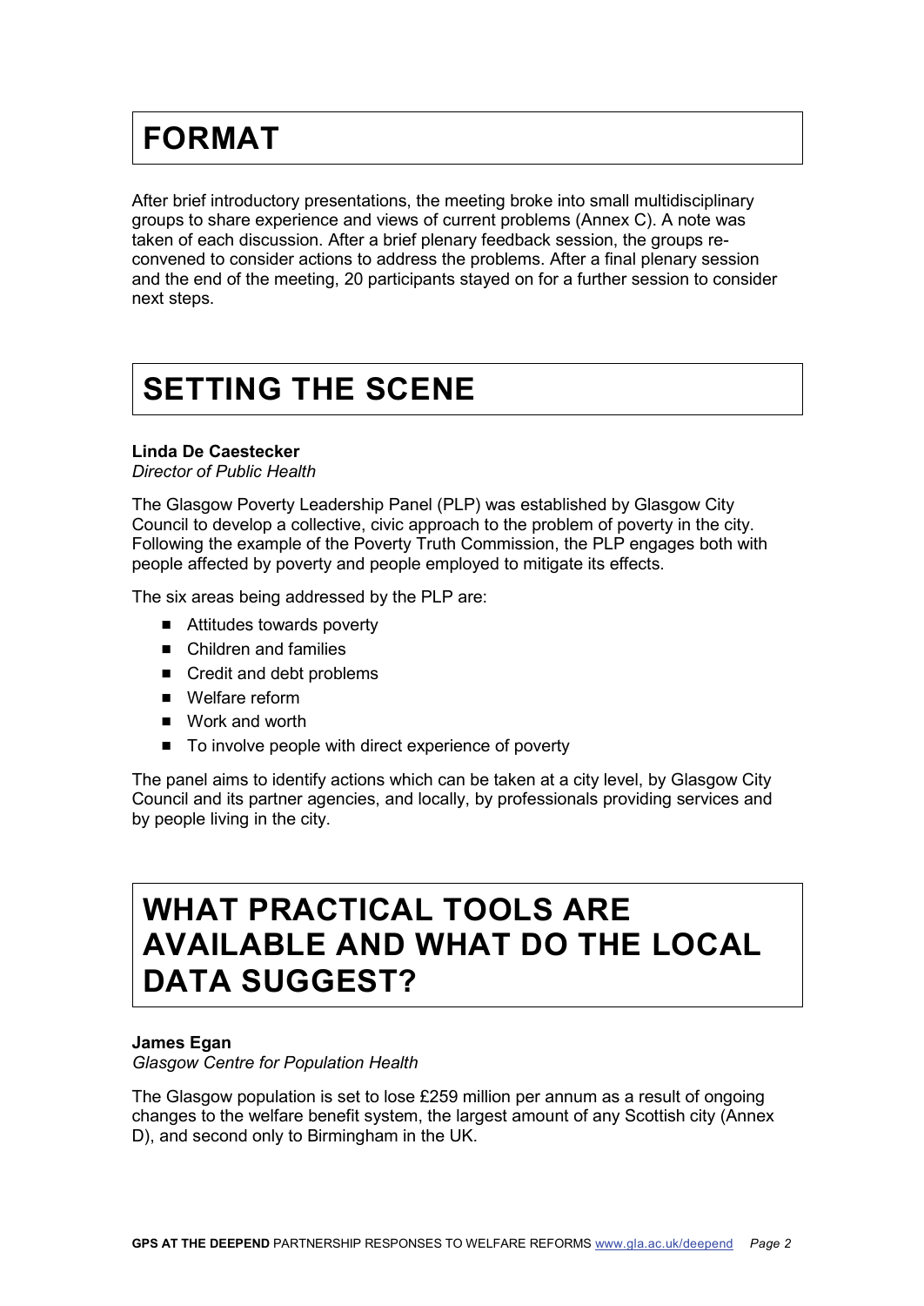# FORMAT

After brief introductory presentations, the meeting broke into small multidisciplinary groups to share experience and views of current problems (Annex C). A note was taken of each discussion. After a brief plenary feedback session, the groups re-convened to consider actions to address the problems. After a final plenary session and the end of the meeting, 20 participants stayed on for a further session to consider next steps.

# SETTING THE SCENE

**Linda De Caestecker**
*Director of Public Health*

The Glasgow Poverty Leadership Panel (PLP) was established by Glasgow City Council to develop a collective, civic approach to the problem of poverty in the city. Following the example of the Poverty Truth Commission, the PLP engages both with people affected by poverty and people employed to mitigate its effects.

The six areas being addressed by the PLP are:

- Attitudes towards poverty
- Children and families
- Credit and debt problems
- Welfare reform
- Work and worth
- To involve people with direct experience of poverty

The panel aims to identify actions which can be taken at a city level, by Glasgow City Council and its partner agencies, and locally, by professionals providing services and by people living in the city.

# WHAT PRACTICAL TOOLS ARE AVAILABLE AND WHAT DO THE LOCAL DATA SUGGEST?

**James Egan**
*Glasgow Centre for Population Health*

The Glasgow population is set to lose £259 million per annum as a result of ongoing changes to the welfare benefit system, the largest amount of any Scottish city (Annex D), and second only to Birmingham in the UK.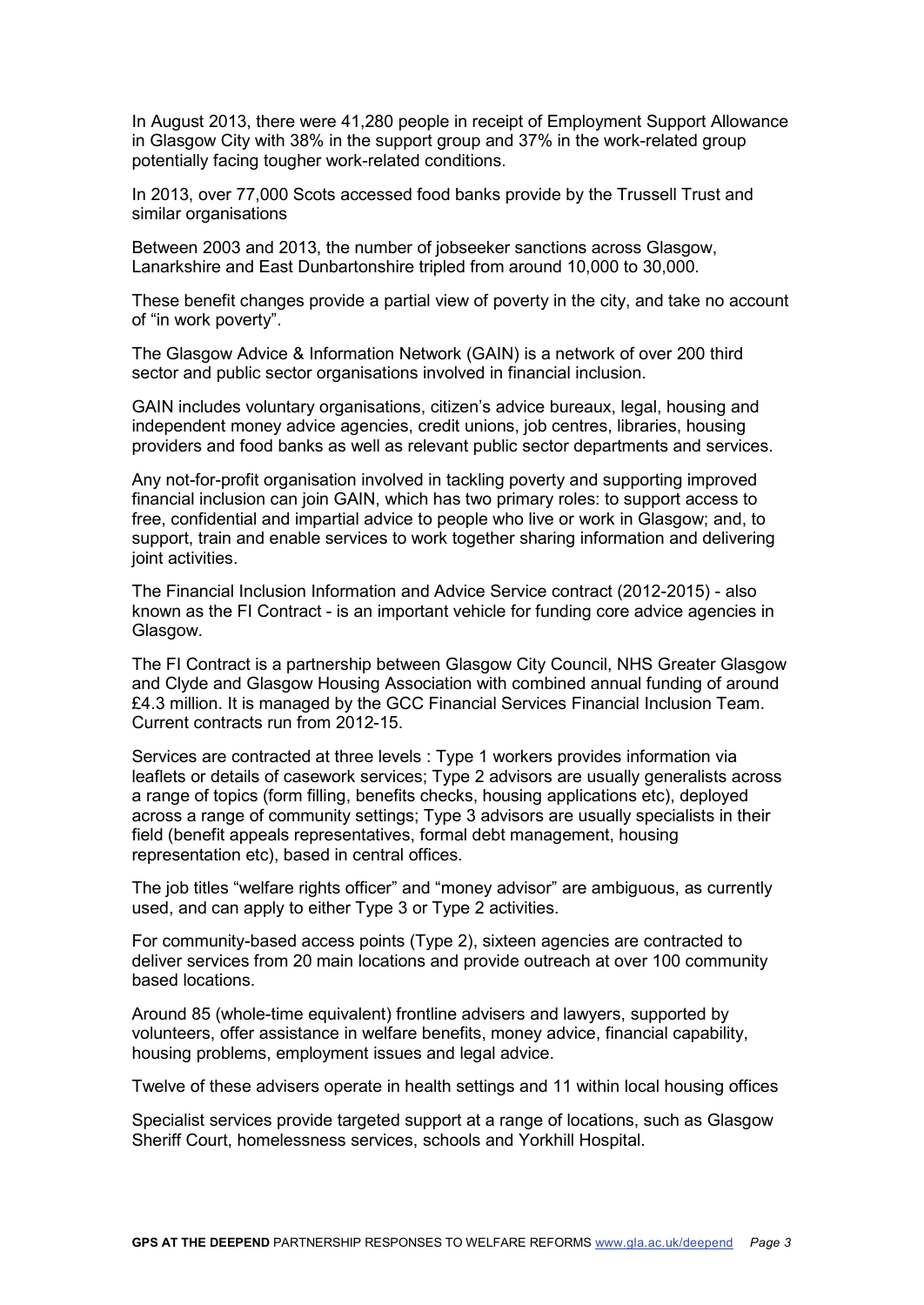In August 2013, there were 41,280 people in receipt of Employment Support Allowance in Glasgow City with 38% in the support group and 37% in the work-related group potentially facing tougher work-related conditions.

In 2013, over 77,000 Scots accessed food banks provide by the Trussell Trust and similar organisations

Between 2003 and 2013, the number of jobseeker sanctions across Glasgow, Lanarkshire and East Dunbartonshire tripled from around 10,000 to 30,000.

These benefit changes provide a partial view of poverty in the city, and take no account of "in work poverty".

The Glasgow Advice & Information Network (GAIN) is a network of over 200 third sector and public sector organisations involved in financial inclusion.

GAIN includes voluntary organisations, citizen's advice bureaux, legal, housing and independent money advice agencies, credit unions, job centres, libraries, housing providers and food banks as well as relevant public sector departments and services.

Any not-for-profit organisation involved in tackling poverty and supporting improved financial inclusion can join GAIN, which has two primary roles: to support access to free, confidential and impartial advice to people who live or work in Glasgow; and, to support, train and enable services to work together sharing information and delivering joint activities.

The Financial Inclusion Information and Advice Service contract (2012-2015) - also known as the FI Contract - is an important vehicle for funding core advice agencies in Glasgow.

The FI Contract is a partnership between Glasgow City Council, NHS Greater Glasgow and Clyde and Glasgow Housing Association with combined annual funding of around £4.3 million. It is managed by the GCC Financial Services Financial Inclusion Team. Current contracts run from 2012-15.

Services are contracted at three levels : Type 1 workers provides information via leaflets or details of casework services; Type 2 advisors are usually generalists across a range of topics (form filling, benefits checks, housing applications etc), deployed across a range of community settings; Type 3 advisors are usually specialists in their field (benefit appeals representatives, formal debt management, housing representation etc), based in central offices.

The job titles "welfare rights officer" and "money advisor" are ambiguous, as currently used, and can apply to either Type 3 or Type 2 activities.

For community-based access points (Type 2), sixteen agencies are contracted to deliver services from 20 main locations and provide outreach at over 100 community based locations.

Around 85 (whole-time equivalent) frontline advisers and lawyers, supported by volunteers, offer assistance in welfare benefits, money advice, financial capability, housing problems, employment issues and legal advice.

Twelve of these advisers operate in health settings and 11 within local housing offices

Specialist services provide targeted support at a range of locations, such as Glasgow Sheriff Court, homelessness services, schools and Yorkhill Hospital.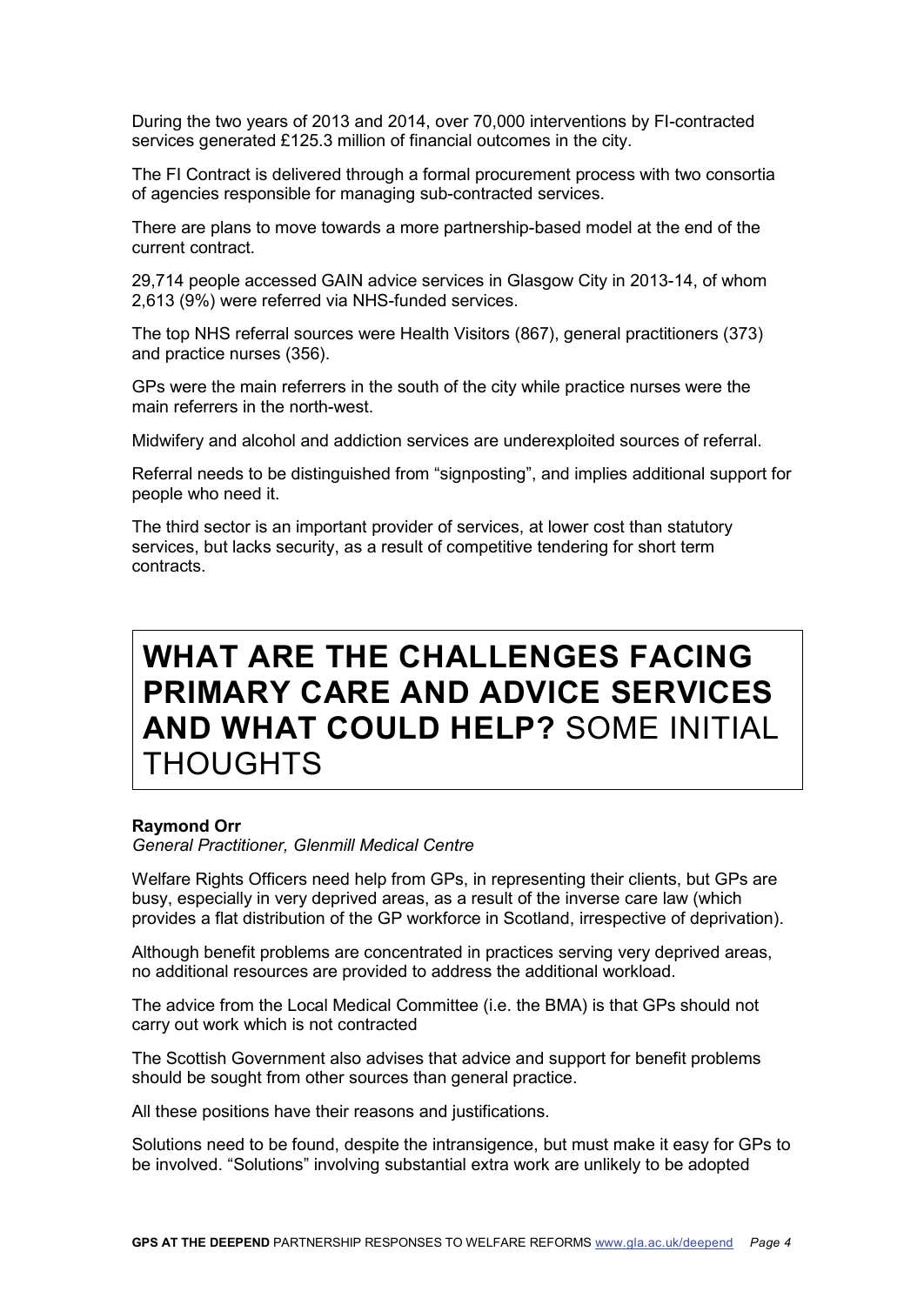During the two years of 2013 and 2014, over 70,000 interventions by FI-contracted services generated £125.3 million of financial outcomes in the city.

The FI Contract is delivered through a formal procurement process with two consortia of agencies responsible for managing sub-contracted services.

There are plans to move towards a more partnership-based model at the end of the current contract.

29,714 people accessed GAIN advice services in Glasgow City in 2013-14, of whom 2,613 (9%) were referred via NHS-funded services.

The top NHS referral sources were Health Visitors (867), general practitioners (373) and practice nurses (356).

GPs were the main referrers in the south of the city while practice nurses were the main referrers in the north-west.

Midwifery and alcohol and addiction services are underexploited sources of referral.

Referral needs to be distinguished from "signposting", and implies additional support for people who need it.

The third sector is an important provider of services, at lower cost than statutory services, but lacks security, as a result of competitive tendering for short term contracts.

# **WHAT ARE THE CHALLENGES FACING PRIMARY CARE AND ADVICE SERVICES AND WHAT COULD HELP?** SOME INITIAL THOUGHTS

**Raymond Orr**
*General Practitioner, Glenmill Medical Centre*

Welfare Rights Officers need help from GPs, in representing their clients, but GPs are busy, especially in very deprived areas, as a result of the inverse care law (which provides a flat distribution of the GP workforce in Scotland, irrespective of deprivation).

Although benefit problems are concentrated in practices serving very deprived areas, no additional resources are provided to address the additional workload.

The advice from the Local Medical Committee (i.e. the BMA) is that GPs should not carry out work which is not contracted

The Scottish Government also advises that advice and support for benefit problems should be sought from other sources than general practice.

All these positions have their reasons and justifications.

Solutions need to be found, despite the intransigence, but must make it easy for GPs to be involved. "Solutions" involving substantial extra work are unlikely to be adopted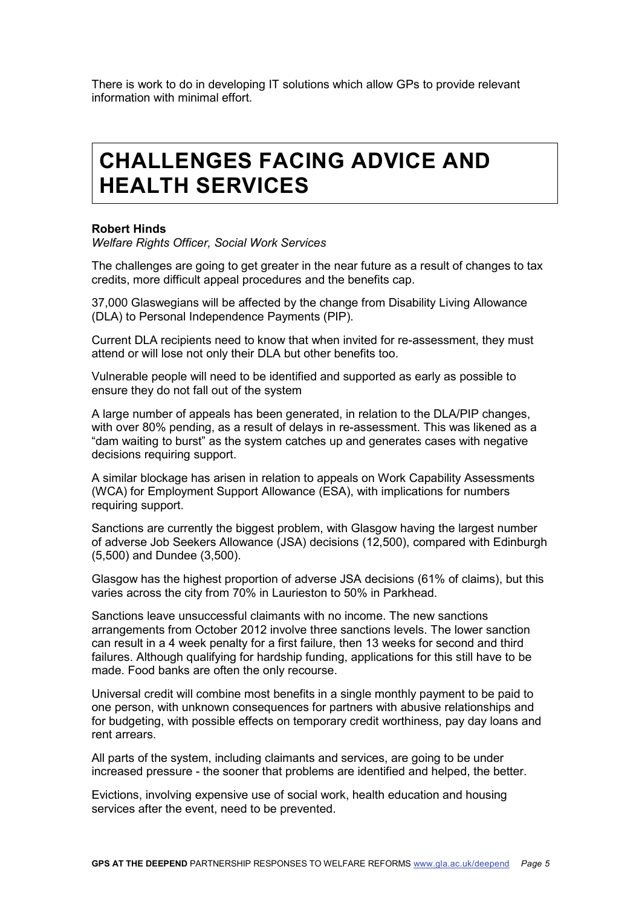There is work to do in developing IT solutions which allow GPs to provide relevant information with minimal effort.

# CHALLENGES FACING ADVICE AND HEALTH SERVICES

**Robert Hinds**
*Welfare Rights Officer, Social Work Services*

The challenges are going to get greater in the near future as a result of changes to tax credits, more difficult appeal procedures and the benefits cap.

37,000 Glaswegians will be affected by the change from Disability Living Allowance (DLA) to Personal Independence Payments (PIP).

Current DLA recipients need to know that when invited for re-assessment, they must attend or will lose not only their DLA but other benefits too.

Vulnerable people will need to be identified and supported as early as possible to ensure they do not fall out of the system

A large number of appeals has been generated, in relation to the DLA/PIP changes, with over 80% pending, as a result of delays in re-assessment. This was likened as a "dam waiting to burst" as the system catches up and generates cases with negative decisions requiring support.

A similar blockage has arisen in relation to appeals on Work Capability Assessments (WCA) for Employment Support Allowance (ESA), with implications for numbers requiring support.

Sanctions are currently the biggest problem, with Glasgow having the largest number of adverse Job Seekers Allowance (JSA) decisions (12,500), compared with Edinburgh (5,500) and Dundee (3,500).

Glasgow has the highest proportion of adverse JSA decisions (61% of claims), but this varies across the city from 70% in Laurieston to 50% in Parkhead.

Sanctions leave unsuccessful claimants with no income. The new sanctions arrangements from October 2012 involve three sanctions levels. The lower sanction can result in a 4 week penalty for a first failure, then 13 weeks for second and third failures. Although qualifying for hardship funding, applications for this still have to be made. Food banks are often the only recourse.

Universal credit will combine most benefits in a single monthly payment to be paid to one person, with unknown consequences for partners with abusive relationships and for budgeting, with possible effects on temporary credit worthiness, pay day loans and rent arrears.

All parts of the system, including claimants and services, are going to be under increased pressure - the sooner that problems are identified and helped, the better.

Evictions, involving expensive use of social work, health education and housing services after the event, need to be prevented.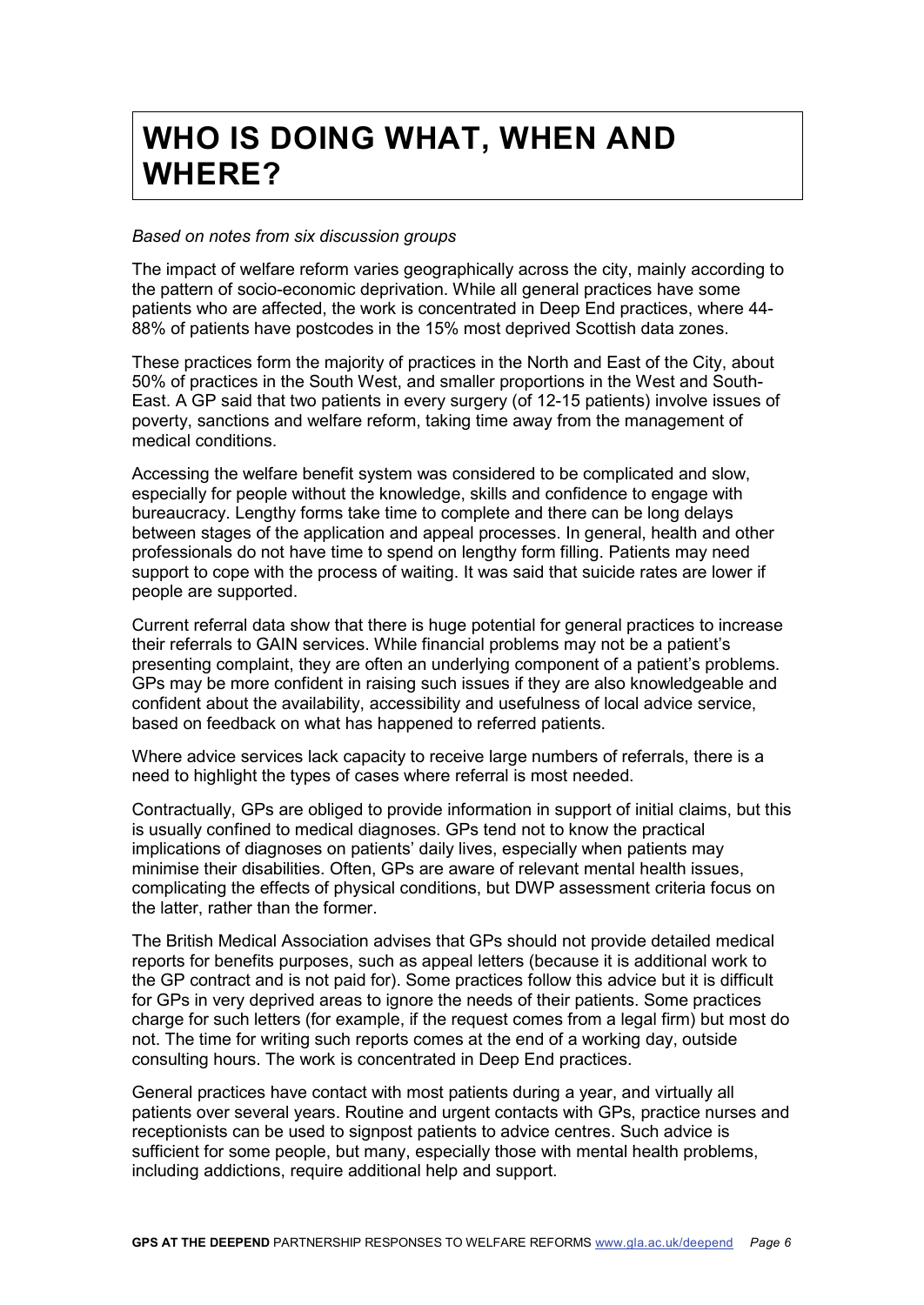# WHO IS DOING WHAT, WHEN AND WHERE?

*Based on notes from six discussion groups*

The impact of welfare reform varies geographically across the city, mainly according to the pattern of socio-economic deprivation. While all general practices have some patients who are affected, the work is concentrated in Deep End practices, where 44-88% of patients have postcodes in the 15% most deprived Scottish data zones.

These practices form the majority of practices in the North and East of the City, about 50% of practices in the South West, and smaller proportions in the West and South-East. A GP said that two patients in every surgery (of 12-15 patients) involve issues of poverty, sanctions and welfare reform, taking time away from the management of medical conditions.

Accessing the welfare benefit system was considered to be complicated and slow, especially for people without the knowledge, skills and confidence to engage with bureaucracy. Lengthy forms take time to complete and there can be long delays between stages of the application and appeal processes. In general, health and other professionals do not have time to spend on lengthy form filling. Patients may need support to cope with the process of waiting. It was said that suicide rates are lower if people are supported.

Current referral data show that there is huge potential for general practices to increase their referrals to GAIN services. While financial problems may not be a patient's presenting complaint, they are often an underlying component of a patient's problems. GPs may be more confident in raising such issues if they are also knowledgeable and confident about the availability, accessibility and usefulness of local advice service, based on feedback on what has happened to referred patients.

Where advice services lack capacity to receive large numbers of referrals, there is a need to highlight the types of cases where referral is most needed.

Contractually, GPs are obliged to provide information in support of initial claims, but this is usually confined to medical diagnoses. GPs tend not to know the practical implications of diagnoses on patients' daily lives, especially when patients may minimise their disabilities. Often, GPs are aware of relevant mental health issues, complicating the effects of physical conditions, but DWP assessment criteria focus on the latter, rather than the former.

The British Medical Association advises that GPs should not provide detailed medical reports for benefits purposes, such as appeal letters (because it is additional work to the GP contract and is not paid for). Some practices follow this advice but it is difficult for GPs in very deprived areas to ignore the needs of their patients. Some practices charge for such letters (for example, if the request comes from a legal firm) but most do not. The time for writing such reports comes at the end of a working day, outside consulting hours. The work is concentrated in Deep End practices.

General practices have contact with most patients during a year, and virtually all patients over several years. Routine and urgent contacts with GPs, practice nurses and receptionists can be used to signpost patients to advice centres. Such advice is sufficient for some people, but many, especially those with mental health problems, including addictions, require additional help and support.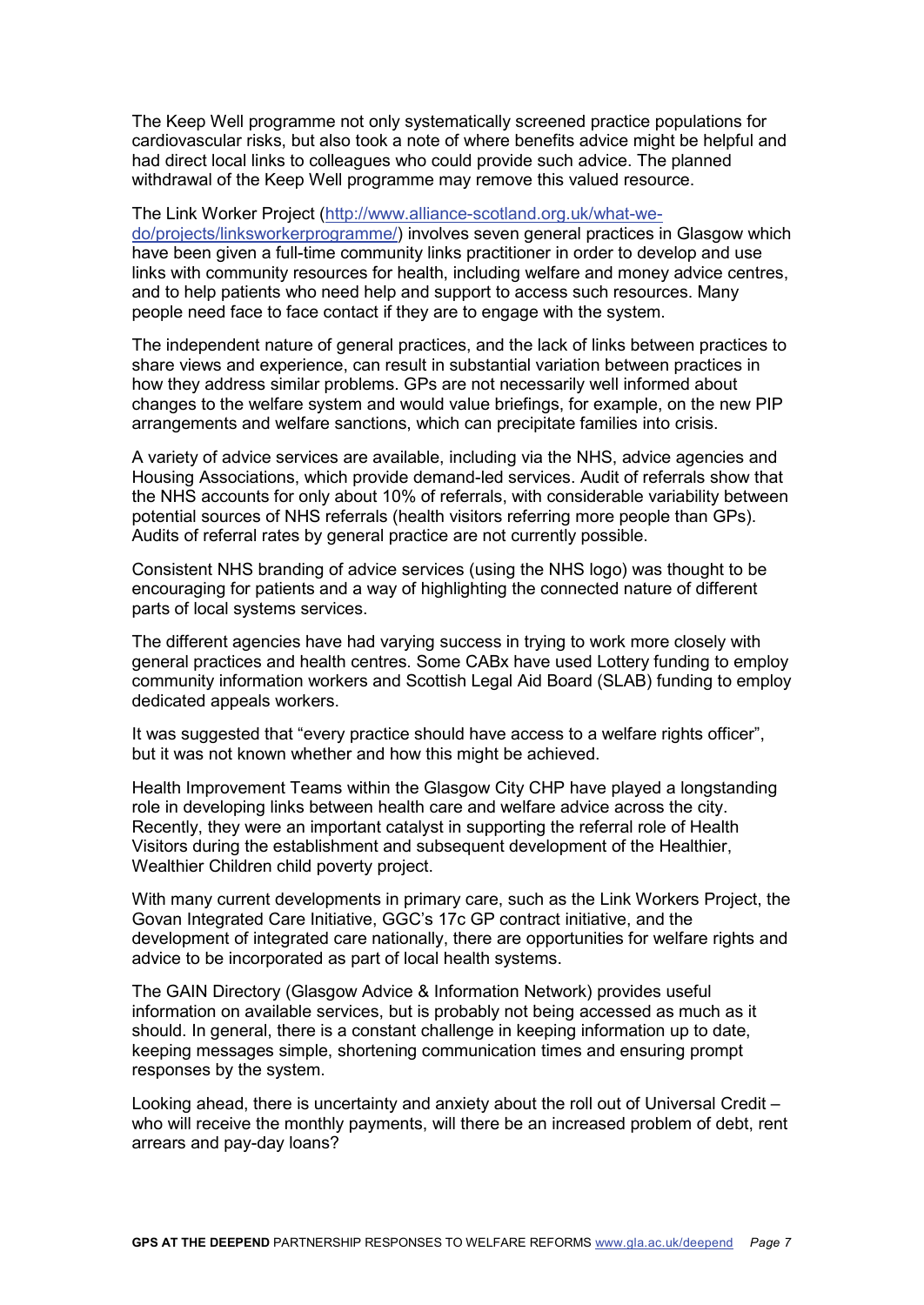The Keep Well programme not only systematically screened practice populations for cardiovascular risks, but also took a note of where benefits advice might be helpful and had direct local links to colleagues who could provide such advice. The planned withdrawal of the Keep Well programme may remove this valued resource.

The Link Worker Project (http://www.alliance-scotland.org.uk/what-we-do/projects/linksworkerprogramme/) involves seven general practices in Glasgow which have been given a full-time community links practitioner in order to develop and use links with community resources for health, including welfare and money advice centres, and to help patients who need help and support to access such resources. Many people need face to face contact if they are to engage with the system.

The independent nature of general practices, and the lack of links between practices to share views and experience, can result in substantial variation between practices in how they address similar problems. GPs are not necessarily well informed about changes to the welfare system and would value briefings, for example, on the new PIP arrangements and welfare sanctions, which can precipitate families into crisis.

A variety of advice services are available, including via the NHS, advice agencies and Housing Associations, which provide demand-led services. Audit of referrals show that the NHS accounts for only about 10% of referrals, with considerable variability between potential sources of NHS referrals (health visitors referring more people than GPs). Audits of referral rates by general practice are not currently possible.

Consistent NHS branding of advice services (using the NHS logo) was thought to be encouraging for patients and a way of highlighting the connected nature of different parts of local systems services.

The different agencies have had varying success in trying to work more closely with general practices and health centres. Some CABx have used Lottery funding to employ community information workers and Scottish Legal Aid Board (SLAB) funding to employ dedicated appeals workers.

It was suggested that "every practice should have access to a welfare rights officer", but it was not known whether and how this might be achieved.

Health Improvement Teams within the Glasgow City CHP have played a longstanding role in developing links between health care and welfare advice across the city. Recently, they were an important catalyst in supporting the referral role of Health Visitors during the establishment and subsequent development of the Healthier, Wealthier Children child poverty project.

With many current developments in primary care, such as the Link Workers Project, the Govan Integrated Care Initiative, GGC's 17c GP contract initiative, and the development of integrated care nationally, there are opportunities for welfare rights and advice to be incorporated as part of local health systems.

The GAIN Directory (Glasgow Advice & Information Network) provides useful information on available services, but is probably not being accessed as much as it should. In general, there is a constant challenge in keeping information up to date, keeping messages simple, shortening communication times and ensuring prompt responses by the system.

Looking ahead, there is uncertainty and anxiety about the roll out of Universal Credit – who will receive the monthly payments, will there be an increased problem of debt, rent arrears and pay-day loans?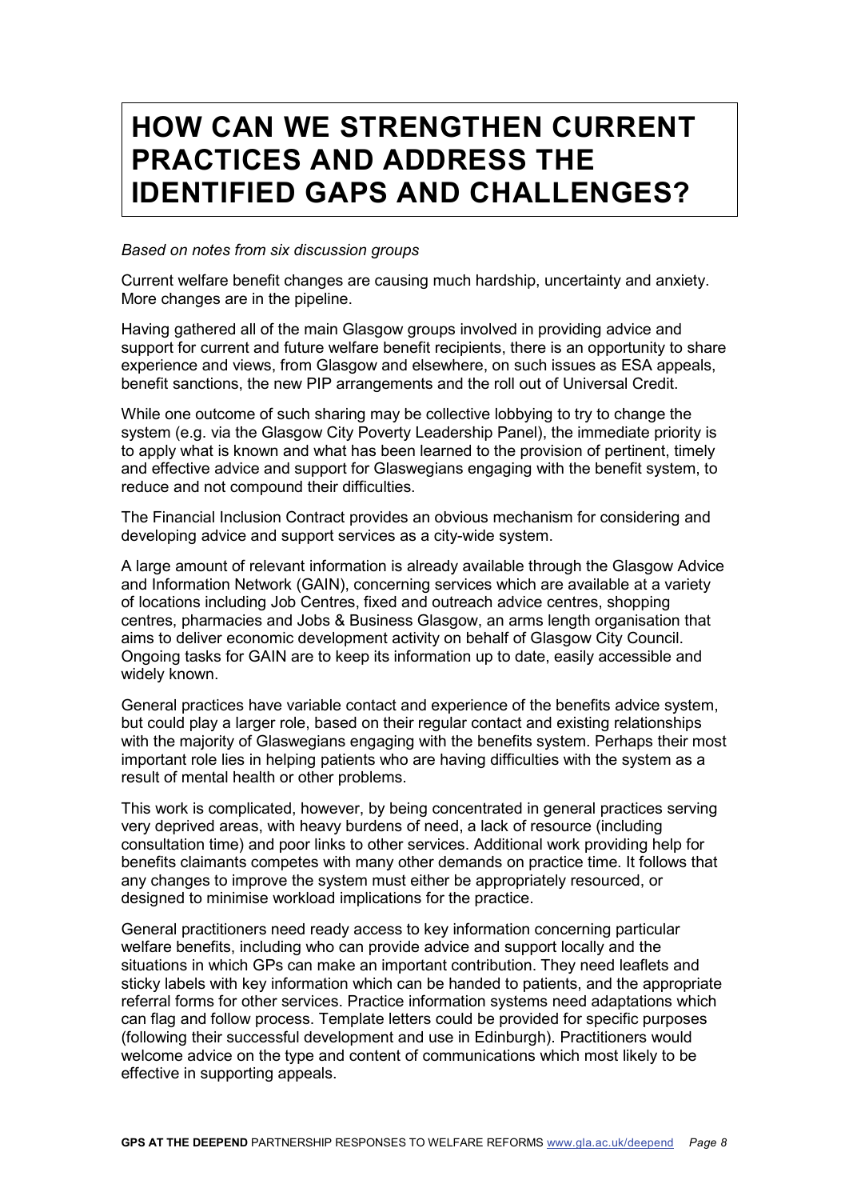# HOW CAN WE STRENGTHEN CURRENT PRACTICES AND ADDRESS THE IDENTIFIED GAPS AND CHALLENGES?

*Based on notes from six discussion groups*

Current welfare benefit changes are causing much hardship, uncertainty and anxiety. More changes are in the pipeline.

Having gathered all of the main Glasgow groups involved in providing advice and support for current and future welfare benefit recipients, there is an opportunity to share experience and views, from Glasgow and elsewhere, on such issues as ESA appeals, benefit sanctions, the new PIP arrangements and the roll out of Universal Credit.

While one outcome of such sharing may be collective lobbying to try to change the system (e.g. via the Glasgow City Poverty Leadership Panel), the immediate priority is to apply what is known and what has been learned to the provision of pertinent, timely and effective advice and support for Glaswegians engaging with the benefit system, to reduce and not compound their difficulties.

The Financial Inclusion Contract provides an obvious mechanism for considering and developing advice and support services as a city-wide system.

A large amount of relevant information is already available through the Glasgow Advice and Information Network (GAIN), concerning services which are available at a variety of locations including Job Centres, fixed and outreach advice centres, shopping centres, pharmacies and Jobs & Business Glasgow, an arms length organisation that aims to deliver economic development activity on behalf of Glasgow City Council. Ongoing tasks for GAIN are to keep its information up to date, easily accessible and widely known.

General practices have variable contact and experience of the benefits advice system, but could play a larger role, based on their regular contact and existing relationships with the majority of Glaswegians engaging with the benefits system. Perhaps their most important role lies in helping patients who are having difficulties with the system as a result of mental health or other problems.

This work is complicated, however, by being concentrated in general practices serving very deprived areas, with heavy burdens of need, a lack of resource (including consultation time) and poor links to other services. Additional work providing help for benefits claimants competes with many other demands on practice time. It follows that any changes to improve the system must either be appropriately resourced, or designed to minimise workload implications for the practice.

General practitioners need ready access to key information concerning particular welfare benefits, including who can provide advice and support locally and the situations in which GPs can make an important contribution. They need leaflets and sticky labels with key information which can be handed to patients, and the appropriate referral forms for other services. Practice information systems need adaptations which can flag and follow process. Template letters could be provided for specific purposes (following their successful development and use in Edinburgh). Practitioners would welcome advice on the type and content of communications which most likely to be effective in supporting appeals.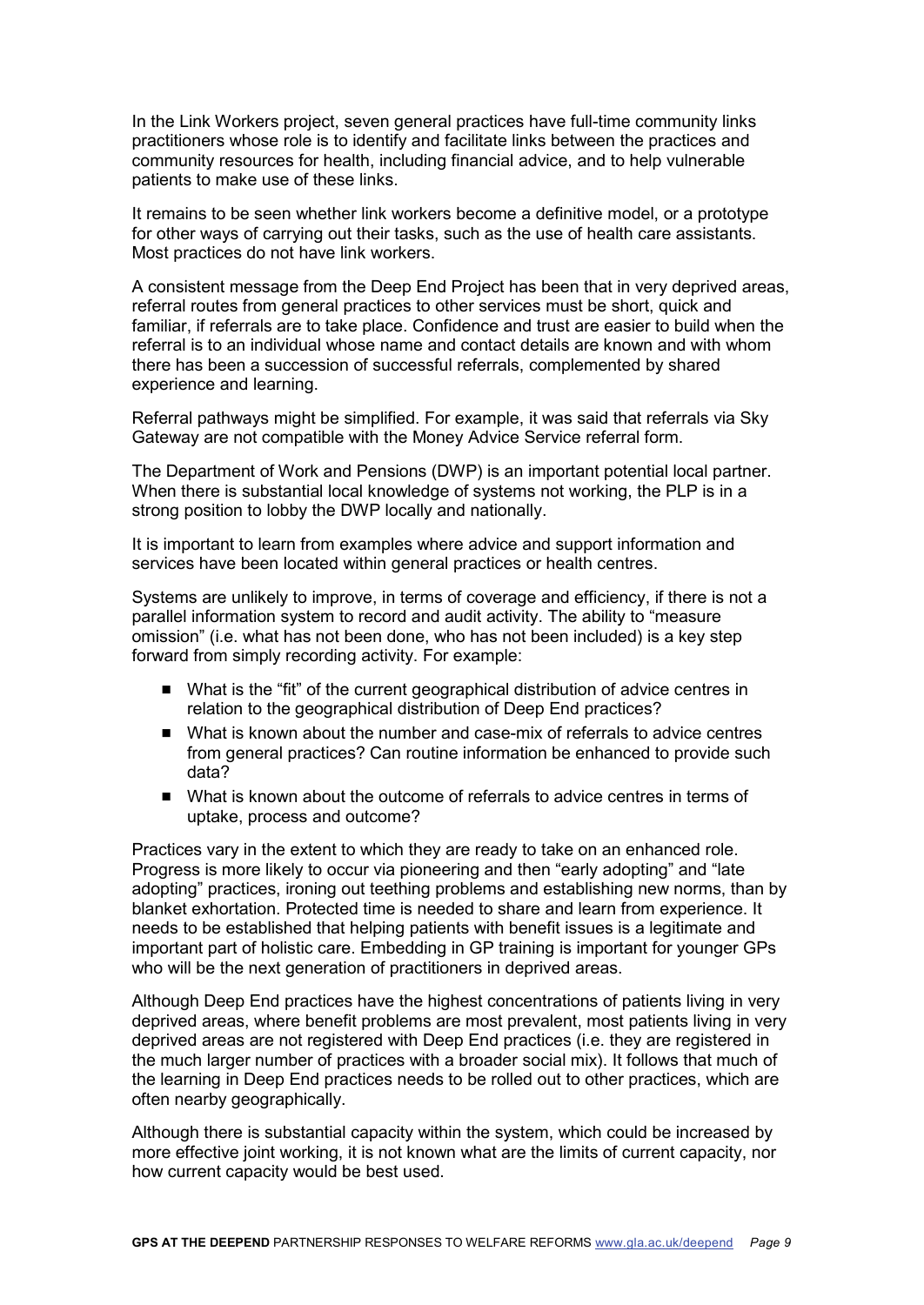In the Link Workers project, seven general practices have full-time community links practitioners whose role is to identify and facilitate links between the practices and community resources for health, including financial advice, and to help vulnerable patients to make use of these links.

It remains to be seen whether link workers become a definitive model, or a prototype for other ways of carrying out their tasks, such as the use of health care assistants. Most practices do not have link workers.

A consistent message from the Deep End Project has been that in very deprived areas, referral routes from general practices to other services must be short, quick and familiar, if referrals are to take place. Confidence and trust are easier to build when the referral is to an individual whose name and contact details are known and with whom there has been a succession of successful referrals, complemented by shared experience and learning.

Referral pathways might be simplified. For example, it was said that referrals via Sky Gateway are not compatible with the Money Advice Service referral form.

The Department of Work and Pensions (DWP) is an important potential local partner. When there is substantial local knowledge of systems not working, the PLP is in a strong position to lobby the DWP locally and nationally.

It is important to learn from examples where advice and support information and services have been located within general practices or health centres.

Systems are unlikely to improve, in terms of coverage and efficiency, if there is not a parallel information system to record and audit activity. The ability to "measure omission" (i.e. what has not been done, who has not been included) is a key step forward from simply recording activity. For example:

- What is the "fit" of the current geographical distribution of advice centres in relation to the geographical distribution of Deep End practices?
- What is known about the number and case-mix of referrals to advice centres from general practices? Can routine information be enhanced to provide such data?
- What is known about the outcome of referrals to advice centres in terms of uptake, process and outcome?

Practices vary in the extent to which they are ready to take on an enhanced role. Progress is more likely to occur via pioneering and then "early adopting" and "late adopting" practices, ironing out teething problems and establishing new norms, than by blanket exhortation. Protected time is needed to share and learn from experience. It needs to be established that helping patients with benefit issues is a legitimate and important part of holistic care. Embedding in GP training is important for younger GPs who will be the next generation of practitioners in deprived areas.

Although Deep End practices have the highest concentrations of patients living in very deprived areas, where benefit problems are most prevalent, most patients living in very deprived areas are not registered with Deep End practices (i.e. they are registered in the much larger number of practices with a broader social mix). It follows that much of the learning in Deep End practices needs to be rolled out to other practices, which are often nearby geographically.

Although there is substantial capacity within the system, which could be increased by more effective joint working, it is not known what are the limits of current capacity, nor how current capacity would be best used.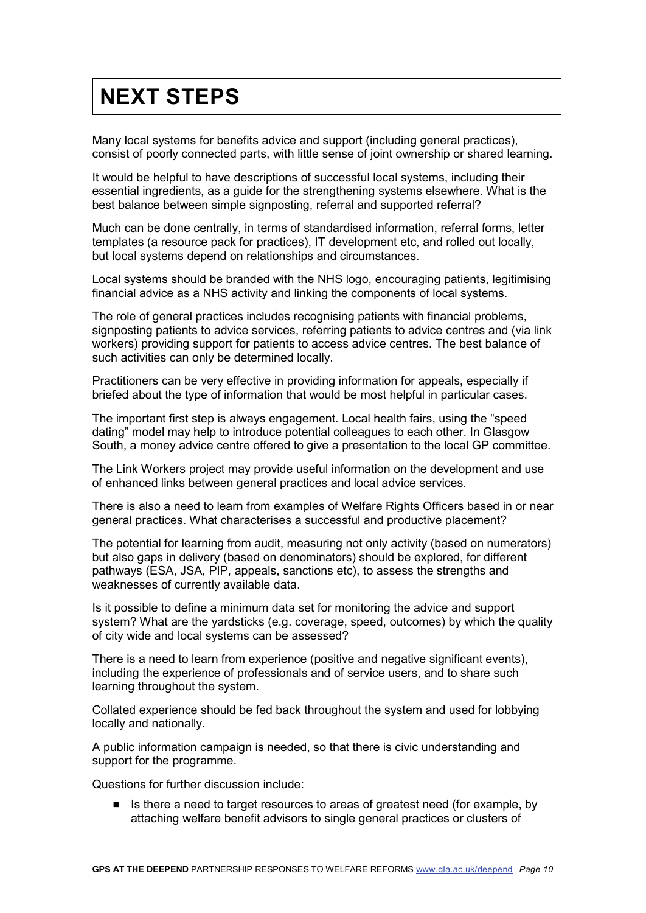# NEXT STEPS

Many local systems for benefits advice and support (including general practices), consist of poorly connected parts, with little sense of joint ownership or shared learning.

It would be helpful to have descriptions of successful local systems, including their essential ingredients, as a guide for the strengthening systems elsewhere. What is the best balance between simple signposting, referral and supported referral?

Much can be done centrally, in terms of standardised information, referral forms, letter templates (a resource pack for practices), IT development etc, and rolled out locally, but local systems depend on relationships and circumstances.

Local systems should be branded with the NHS logo, encouraging patients, legitimising financial advice as a NHS activity and linking the components of local systems.

The role of general practices includes recognising patients with financial problems, signposting patients to advice services, referring patients to advice centres and (via link workers) providing support for patients to access advice centres. The best balance of such activities can only be determined locally.

Practitioners can be very effective in providing information for appeals, especially if briefed about the type of information that would be most helpful in particular cases.

The important first step is always engagement. Local health fairs, using the "speed dating" model may help to introduce potential colleagues to each other. In Glasgow South, a money advice centre offered to give a presentation to the local GP committee.

The Link Workers project may provide useful information on the development and use of enhanced links between general practices and local advice services.

There is also a need to learn from examples of Welfare Rights Officers based in or near general practices. What characterises a successful and productive placement?

The potential for learning from audit, measuring not only activity (based on numerators) but also gaps in delivery (based on denominators) should be explored, for different pathways (ESA, JSA, PIP, appeals, sanctions etc), to assess the strengths and weaknesses of currently available data.

Is it possible to define a minimum data set for monitoring the advice and support system? What are the yardsticks (e.g. coverage, speed, outcomes) by which the quality of city wide and local systems can be assessed?

There is a need to learn from experience (positive and negative significant events), including the experience of professionals and of service users, and to share such learning throughout the system.

Collated experience should be fed back throughout the system and used for lobbying locally and nationally.

A public information campaign is needed, so that there is civic understanding and support for the programme.

Questions for further discussion include:

- Is there a need to target resources to areas of greatest need (for example, by attaching welfare benefit advisors to single general practices or clusters of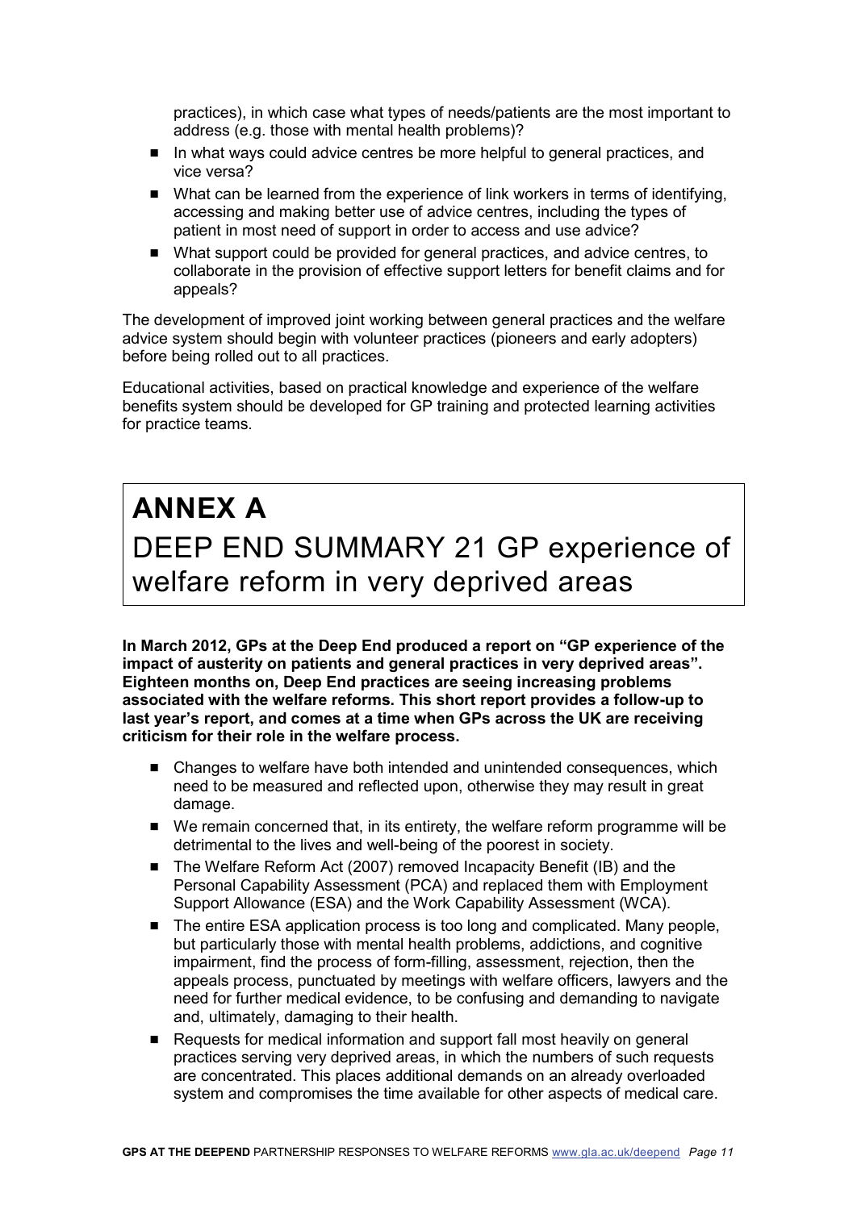practices), in which case what types of needs/patients are the most important to address (e.g. those with mental health problems)?

- In what ways could advice centres be more helpful to general practices, and vice versa?
- What can be learned from the experience of link workers in terms of identifying, accessing and making better use of advice centres, including the types of patient in most need of support in order to access and use advice?
- What support could be provided for general practices, and advice centres, to collaborate in the provision of effective support letters for benefit claims and for appeals?

The development of improved joint working between general practices and the welfare advice system should begin with volunteer practices (pioneers and early adopters) before being rolled out to all practices.

Educational activities, based on practical knowledge and experience of the welfare benefits system should be developed for GP training and protected learning activities for practice teams.

# ANNEX A

## DEEP END SUMMARY 21 GP experience of welfare reform in very deprived areas

**In March 2012, GPs at the Deep End produced a report on "GP experience of the impact of austerity on patients and general practices in very deprived areas". Eighteen months on, Deep End practices are seeing increasing problems associated with the welfare reforms. This short report provides a follow-up to last year's report, and comes at a time when GPs across the UK are receiving criticism for their role in the welfare process.**

- Changes to welfare have both intended and unintended consequences, which need to be measured and reflected upon, otherwise they may result in great damage.
- We remain concerned that, in its entirety, the welfare reform programme will be detrimental to the lives and well-being of the poorest in society.
- The Welfare Reform Act (2007) removed Incapacity Benefit (IB) and the Personal Capability Assessment (PCA) and replaced them with Employment Support Allowance (ESA) and the Work Capability Assessment (WCA).
- The entire ESA application process is too long and complicated. Many people, but particularly those with mental health problems, addictions, and cognitive impairment, find the process of form-filling, assessment, rejection, then the appeals process, punctuated by meetings with welfare officers, lawyers and the need for further medical evidence, to be confusing and demanding to navigate and, ultimately, damaging to their health.
- Requests for medical information and support fall most heavily on general practices serving very deprived areas, in which the numbers of such requests are concentrated. This places additional demands on an already overloaded system and compromises the time available for other aspects of medical care.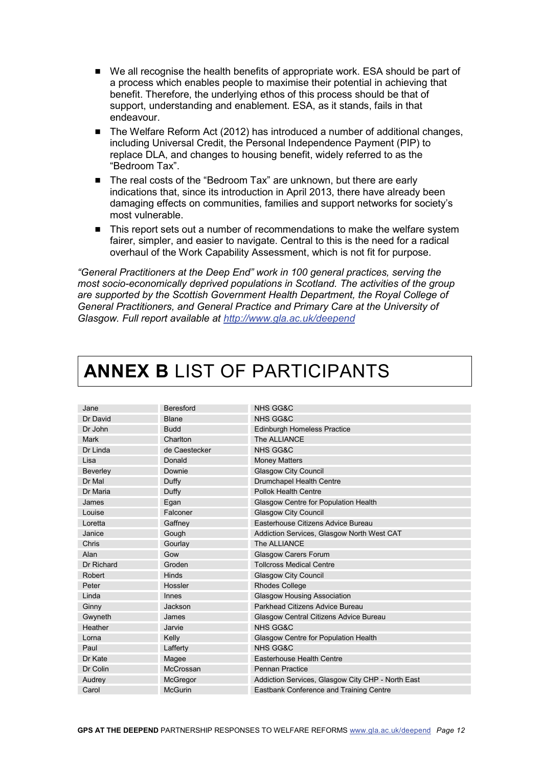- We all recognise the health benefits of appropriate work. ESA should be part of a process which enables people to maximise their potential in achieving that benefit. Therefore, the underlying ethos of this process should be that of support, understanding and enablement. ESA, as it stands, fails in that endeavour.
- The Welfare Reform Act (2012) has introduced a number of additional changes, including Universal Credit, the Personal Independence Payment (PIP) to replace DLA, and changes to housing benefit, widely referred to as the "Bedroom Tax".
- The real costs of the "Bedroom Tax" are unknown, but there are early indications that, since its introduction in April 2013, there have already been damaging effects on communities, families and support networks for society's most vulnerable.
- This report sets out a number of recommendations to make the welfare system fairer, simpler, and easier to navigate. Central to this is the need for a radical overhaul of the Work Capability Assessment, which is not fit for purpose.

*"General Practitioners at the Deep End" work in 100 general practices, serving the most socio-economically deprived populations in Scotland. The activities of the group are supported by the Scottish Government Health Department, the Royal College of General Practitioners, and General Practice and Primary Care at the University of Glasgow. Full report available at http://www.gla.ac.uk/deepend*

# **ANNEX B** LIST OF PARTICIPANTS

| | | |
|---|---|---|
| Jane | Beresford | NHS GG&C |
| Dr David | Blane | NHS GG&C |
| Dr John | Budd | Edinburgh Homeless Practice |
| Mark | Charlton | The ALLIANCE |
| Dr Linda | de Caestecker | NHS GG&C |
| Lisa | Donald | Money Matters |
| Beverley | Downie | Glasgow City Council |
| Dr Mal | Duffy | Drumchapel Health Centre |
| Dr Maria | Duffy | Pollok Health Centre |
| James | Egan | Glasgow Centre for Population Health |
| Louise | Falconer | Glasgow City Council |
| Loretta | Gaffney | Easterhouse Citizens Advice Bureau |
| Janice | Gough | Addiction Services, Glasgow North West CAT |
| Chris | Gourlay | The ALLIANCE |
| Alan | Gow | Glasgow Carers Forum |
| Dr Richard | Groden | Tollcross Medical Centre |
| Robert | Hinds | Glasgow City Council |
| Peter | Hossler | Rhodes College |
| Linda | Innes | Glasgow Housing Association |
| Ginny | Jackson | Parkhead Citizens Advice Bureau |
| Gwyneth | James | Glasgow Central Citizens Advice Bureau |
| Heather | Jarvie | NHS GG&C |
| Lorna | Kelly | Glasgow Centre for Population Health |
| Paul | Lafferty | NHS GG&C |
| Dr Kate | Magee | Easterhouse Health Centre |
| Dr Colin | McCrossan | Pennan Practice |
| Audrey | McGregor | Addiction Services, Glasgow City CHP - North East |
| Carol | McGurin | Eastbank Conference and Training Centre |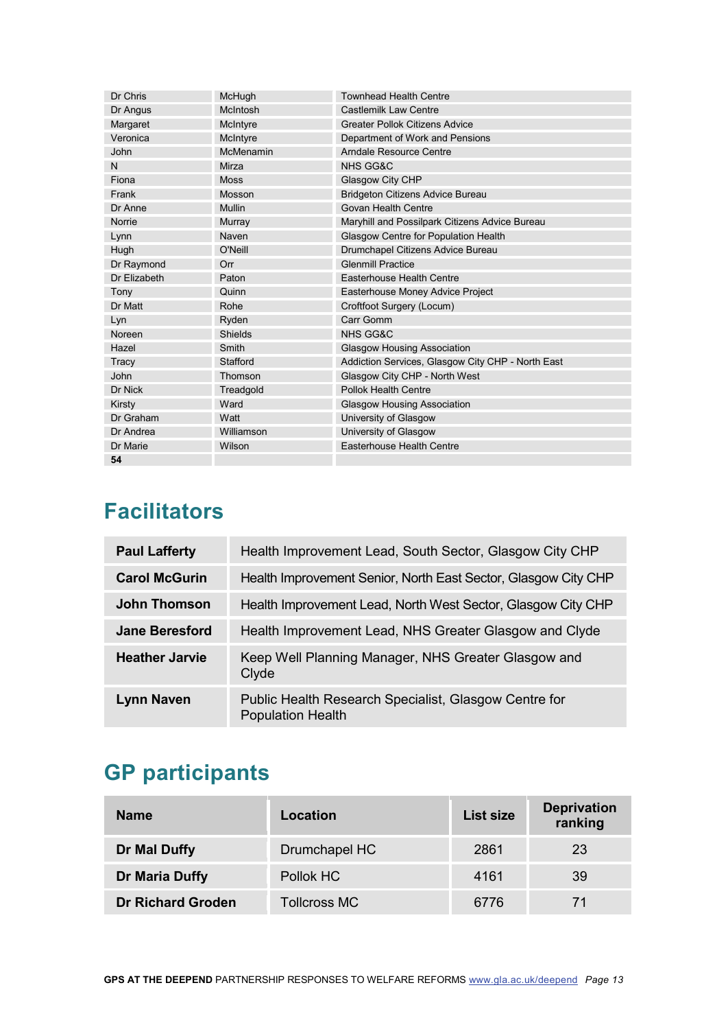| | | |
|---|---|---|
| Dr Chris | McHugh | Townhead Health Centre |
| Dr Angus | McIntosh | Castlemilk Law Centre |
| Margaret | McIntyre | Greater Pollok Citizens Advice |
| Veronica | McIntyre | Department of Work and Pensions |
| John | McMenamin | Arndale Resource Centre |
| N | Mirza | NHS GG&C |
| Fiona | Moss | Glasgow City CHP |
| Frank | Mosson | Bridgeton Citizens Advice Bureau |
| Dr Anne | Mullin | Govan Health Centre |
| Norrie | Murray | Maryhill and Possilpark Citizens Advice Bureau |
| Lynn | Naven | Glasgow Centre for Population Health |
| Hugh | O'Neill | Drumchapel Citizens Advice Bureau |
| Dr Raymond | Orr | Glenmill Practice |
| Dr Elizabeth | Paton | Easterhouse Health Centre |
| Tony | Quinn | Easterhouse Money Advice Project |
| Dr Matt | Rohe | Croftfoot Surgery (Locum) |
| Lyn | Ryden | Carr Gomm |
| Noreen | Shields | NHS GG&C |
| Hazel | Smith | Glasgow Housing Association |
| Tracy | Stafford | Addiction Services, Glasgow City CHP - North East |
| John | Thomson | Glasgow City CHP - North West |
| Dr Nick | Treadgold | Pollok Health Centre |
| Kirsty | Ward | Glasgow Housing Association |
| Dr Graham | Watt | University of Glasgow |
| Dr Andrea | Williamson | University of Glasgow |
| Dr Marie | Wilson | Easterhouse Health Centre |
| **54** | | |

## Facilitators

| | |
|---|---|
| **Paul Lafferty** | Health Improvement Lead, South Sector, Glasgow City CHP |
| **Carol McGurin** | Health Improvement Senior, North East Sector, Glasgow City CHP |
| **John Thomson** | Health Improvement Lead, North West Sector, Glasgow City CHP |
| **Jane Beresford** | Health Improvement Lead, NHS Greater Glasgow and Clyde |
| **Heather Jarvie** | Keep Well Planning Manager, NHS Greater Glasgow and Clyde |
| **Lynn Naven** | Public Health Research Specialist, Glasgow Centre for Population Health |

## GP participants

| Name | Location | List size | Deprivation ranking |
|---|---|---|---|
| **Dr Mal Duffy** | Drumchapel HC | 2861 | 23 |
| **Dr Maria Duffy** | Pollok HC | 4161 | 39 |
| **Dr Richard Groden** | Tollcross MC | 6776 | 71 |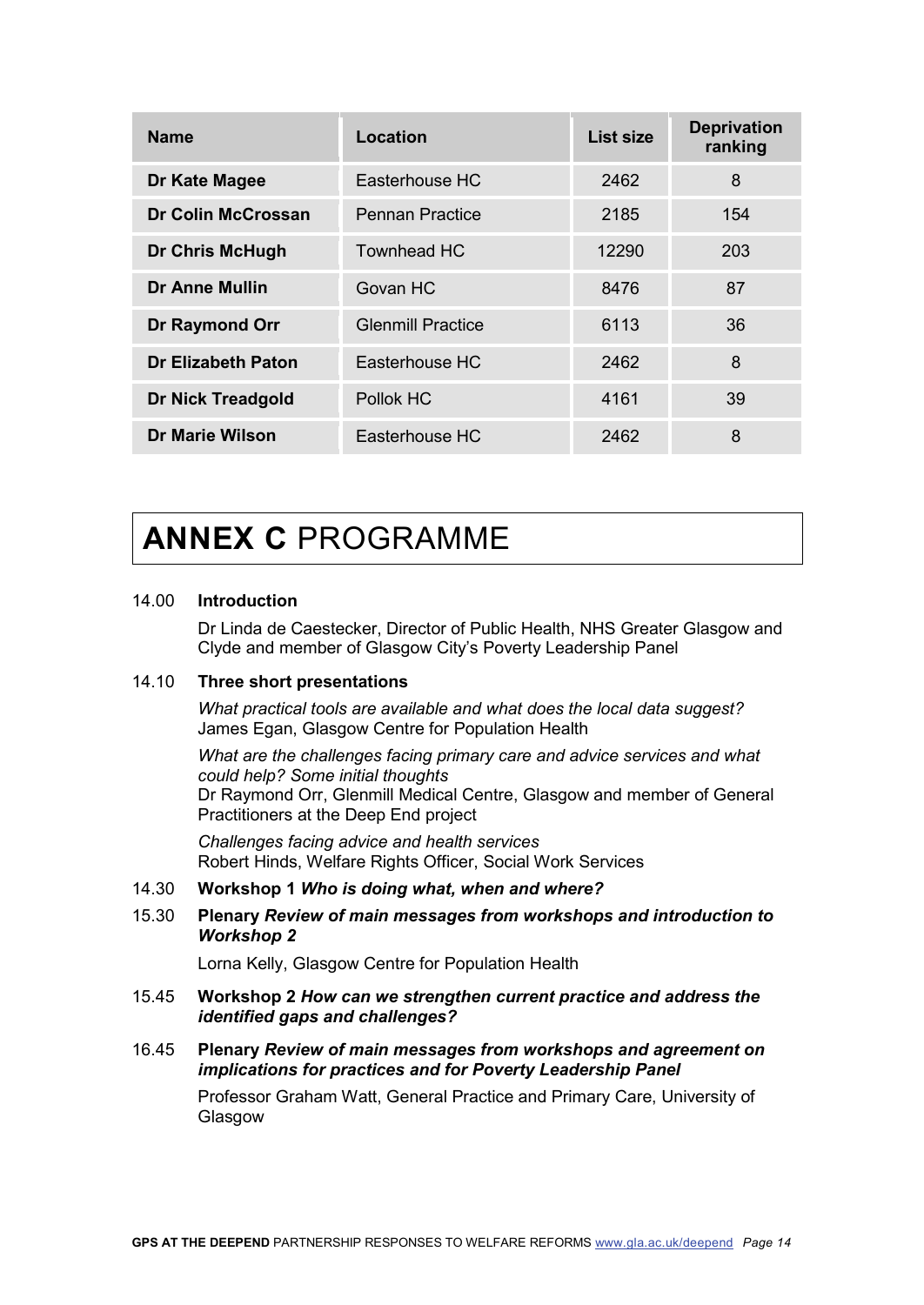| Name | Location | List size | Deprivation ranking |
|---|---|---|---|
| **Dr Kate Magee** | Easterhouse HC | 2462 | 8 |
| **Dr Colin McCrossan** | Pennan Practice | 2185 | 154 |
| **Dr Chris McHugh** | Townhead HC | 12290 | 203 |
| **Dr Anne Mullin** | Govan HC | 8476 | 87 |
| **Dr Raymond Orr** | Glenmill Practice | 6113 | 36 |
| **Dr Elizabeth Paton** | Easterhouse HC | 2462 | 8 |
| **Dr Nick Treadgold** | Pollok HC | 4161 | 39 |
| **Dr Marie Wilson** | Easterhouse HC | 2462 | 8 |

# **ANNEX C** PROGRAMME

14.00 **Introduction**

Dr Linda de Caestecker, Director of Public Health, NHS Greater Glasgow and Clyde and member of Glasgow City's Poverty Leadership Panel

14.10 **Three short presentations**

*What practical tools are available and what does the local data suggest?*
James Egan, Glasgow Centre for Population Health

*What are the challenges facing primary care and advice services and what could help? Some initial thoughts*
Dr Raymond Orr, Glenmill Medical Centre, Glasgow and member of General Practitioners at the Deep End project

*Challenges facing advice and health services*
Robert Hinds, Welfare Rights Officer, Social Work Services

14.30 **Workshop 1** ***Who is doing what, when and where?***

15.30 **Plenary** ***Review of main messages from workshops and introduction to Workshop 2***

Lorna Kelly, Glasgow Centre for Population Health

15.45 **Workshop 2** ***How can we strengthen current practice and address the identified gaps and challenges?***

16.45 **Plenary** ***Review of main messages from workshops and agreement on implications for practices and for Poverty Leadership Panel***

Professor Graham Watt, General Practice and Primary Care, University of Glasgow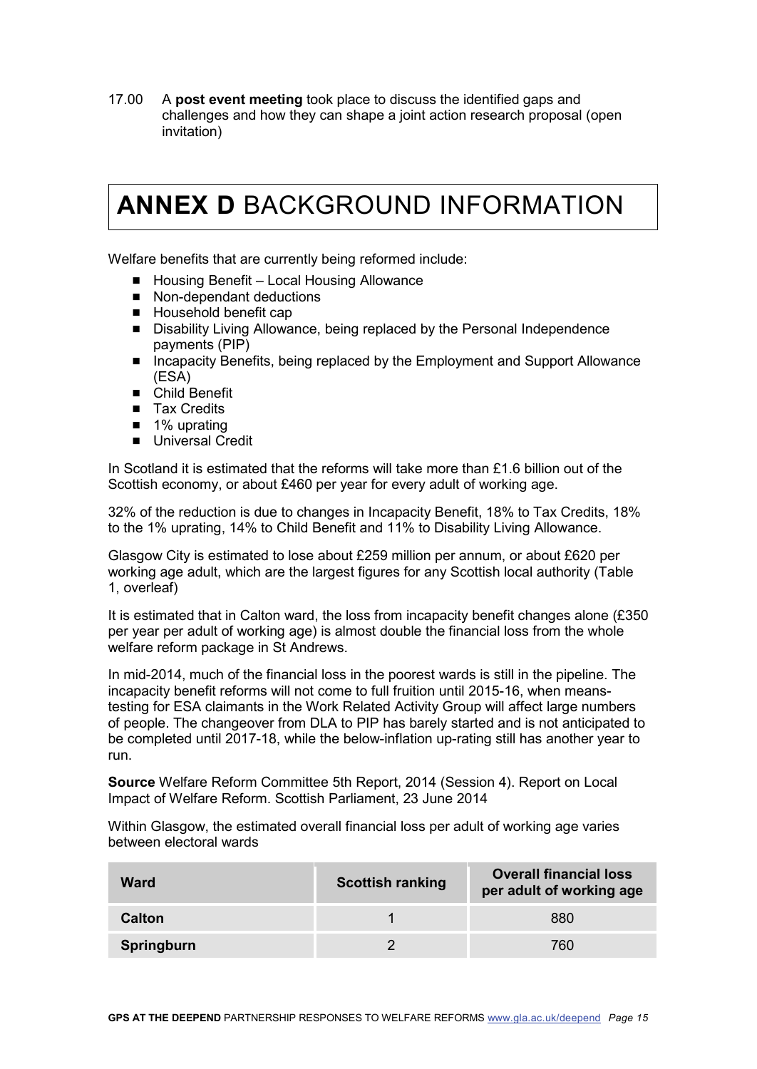17.00 A **post event meeting** took place to discuss the identified gaps and challenges and how they can shape a joint action research proposal (open invitation)

# **ANNEX D** BACKGROUND INFORMATION

Welfare benefits that are currently being reformed include:

- Housing Benefit – Local Housing Allowance
- Non-dependant deductions
- Household benefit cap
- Disability Living Allowance, being replaced by the Personal Independence payments (PIP)
- Incapacity Benefits, being replaced by the Employment and Support Allowance (ESA)
- Child Benefit
- Tax Credits
- 1% uprating
- Universal Credit

In Scotland it is estimated that the reforms will take more than £1.6 billion out of the Scottish economy, or about £460 per year for every adult of working age.

32% of the reduction is due to changes in Incapacity Benefit, 18% to Tax Credits, 18% to the 1% uprating, 14% to Child Benefit and 11% to Disability Living Allowance.

Glasgow City is estimated to lose about £259 million per annum, or about £620 per working age adult, which are the largest figures for any Scottish local authority (Table 1, overleaf)

It is estimated that in Calton ward, the loss from incapacity benefit changes alone (£350 per year per adult of working age) is almost double the financial loss from the whole welfare reform package in St Andrews.

In mid-2014, much of the financial loss in the poorest wards is still in the pipeline. The incapacity benefit reforms will not come to full fruition until 2015-16, when means-testing for ESA claimants in the Work Related Activity Group will affect large numbers of people. The changeover from DLA to PIP has barely started and is not anticipated to be completed until 2017-18, while the below-inflation up-rating still has another year to run.

**Source** Welfare Reform Committee 5th Report, 2014 (Session 4). Report on Local Impact of Welfare Reform. Scottish Parliament, 23 June 2014

Within Glasgow, the estimated overall financial loss per adult of working age varies between electoral wards

| Ward | Scottish ranking | Overall financial loss per adult of working age |
|---|---|---|
| **Calton** | 1 | 880 |
| **Springburn** | 2 | 760 |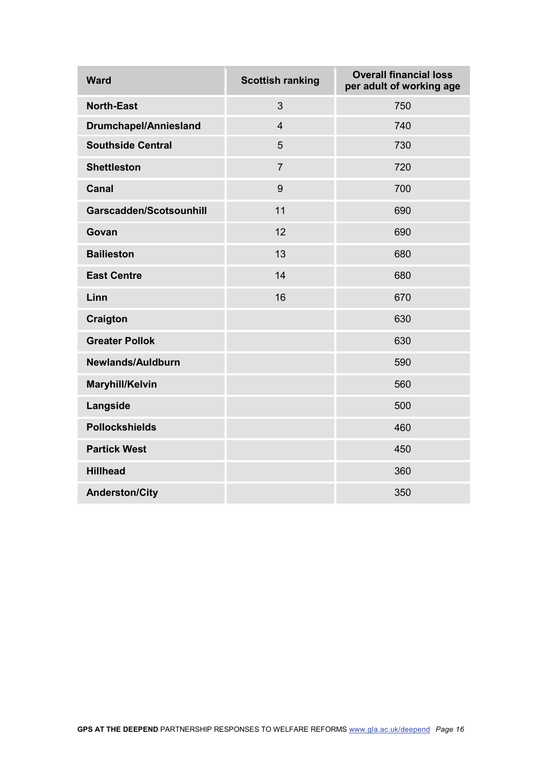| Ward | Scottish ranking | Overall financial loss per adult of working age |
| --- | --- | --- |
| **North-East** | 3 | 750 |
| **Drumchapel/Anniesland** | 4 | 740 |
| **Southside Central** | 5 | 730 |
| **Shettleston** | 7 | 720 |
| **Canal** | 9 | 700 |
| **Garscadden/Scotsounhill** | 11 | 690 |
| **Govan** | 12 | 690 |
| **Bailieston** | 13 | 680 |
| **East Centre** | 14 | 680 |
| **Linn** | 16 | 670 |
| **Craigton** | | 630 |
| **Greater Pollok** | | 630 |
| **Newlands/Auldburn** | | 590 |
| **Maryhill/Kelvin** | | 560 |
| **Langside** | | 500 |
| **Pollockshields** | | 460 |
| **Partick West** | | 450 |
| **Hillhead** | | 360 |
| **Anderston/City** | | 350 |